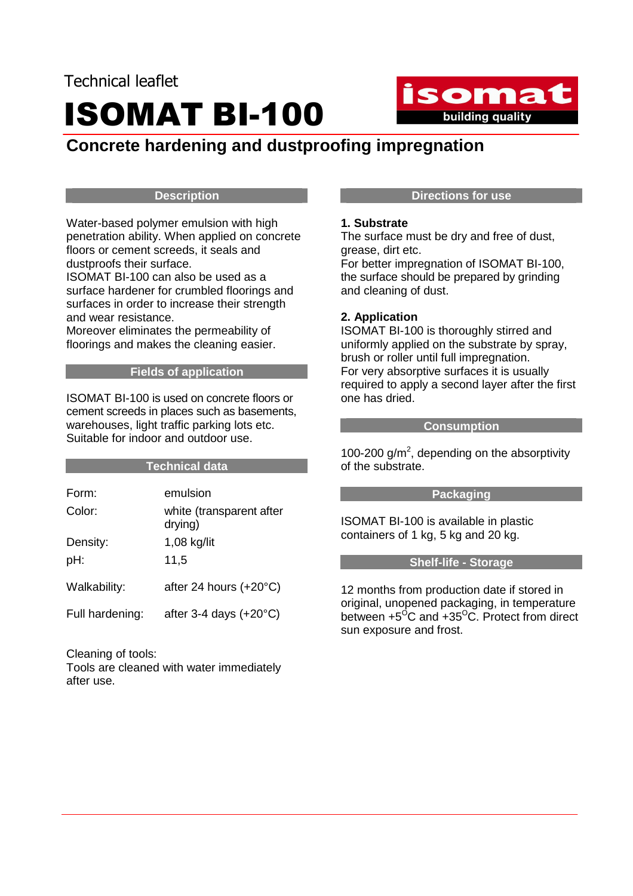Technical leaflet

# ISOMAT BI-100

isomat
building quality

## Concrete hardening and dustproofing impregnation

### Description

Water-based polymer emulsion with high penetration ability. When applied on concrete floors or cement screeds, it seals and dustproofs their surface.
ISOMAT BI-100 can also be used as a surface hardener for crumbled floorings and surfaces in order to increase their strength and wear resistance.
Moreover eliminates the permeability of floorings and makes the cleaning easier.

### Fields of application

ISOMAT BI-100 is used on concrete floors or cement screeds in places such as basements, warehouses, light traffic parking lots etc. Suitable for indoor and outdoor use.

### Technical data

| | |
|---|---|
| Form: | emulsion |
| Color: | white (transparent after drying) |
| Density: | 1,08 kg/lit |
| pH: | 11,5 |
| Walkability: | after 24 hours (+20°C) |
| Full hardening: | after 3-4 days (+20°C) |

Cleaning of tools:
Tools are cleaned with water immediately after use.

### Directions for use

**1. Substrate**
The surface must be dry and free of dust, grease, dirt etc.
For better impregnation of ISOMAT BI-100, the surface should be prepared by grinding and cleaning of dust.

**2. Application**
ISOMAT BI-100 is thoroughly stirred and uniformly applied on the substrate by spray, brush or roller until full impregnation.
For very absorptive surfaces it is usually required to apply a second layer after the first one has dried.

### Consumption

100-200 g/$m^2$, depending on the absorptivity of the substrate.

### Packaging

ISOMAT BI-100 is available in plastic containers of 1 kg, 5 kg and 20 kg.

### Shelf-life - Storage

12 months from production date if stored in original, unopened packaging, in temperature between +5$^{O}$C and +35$^{O}$C. Protect from direct sun exposure and frost.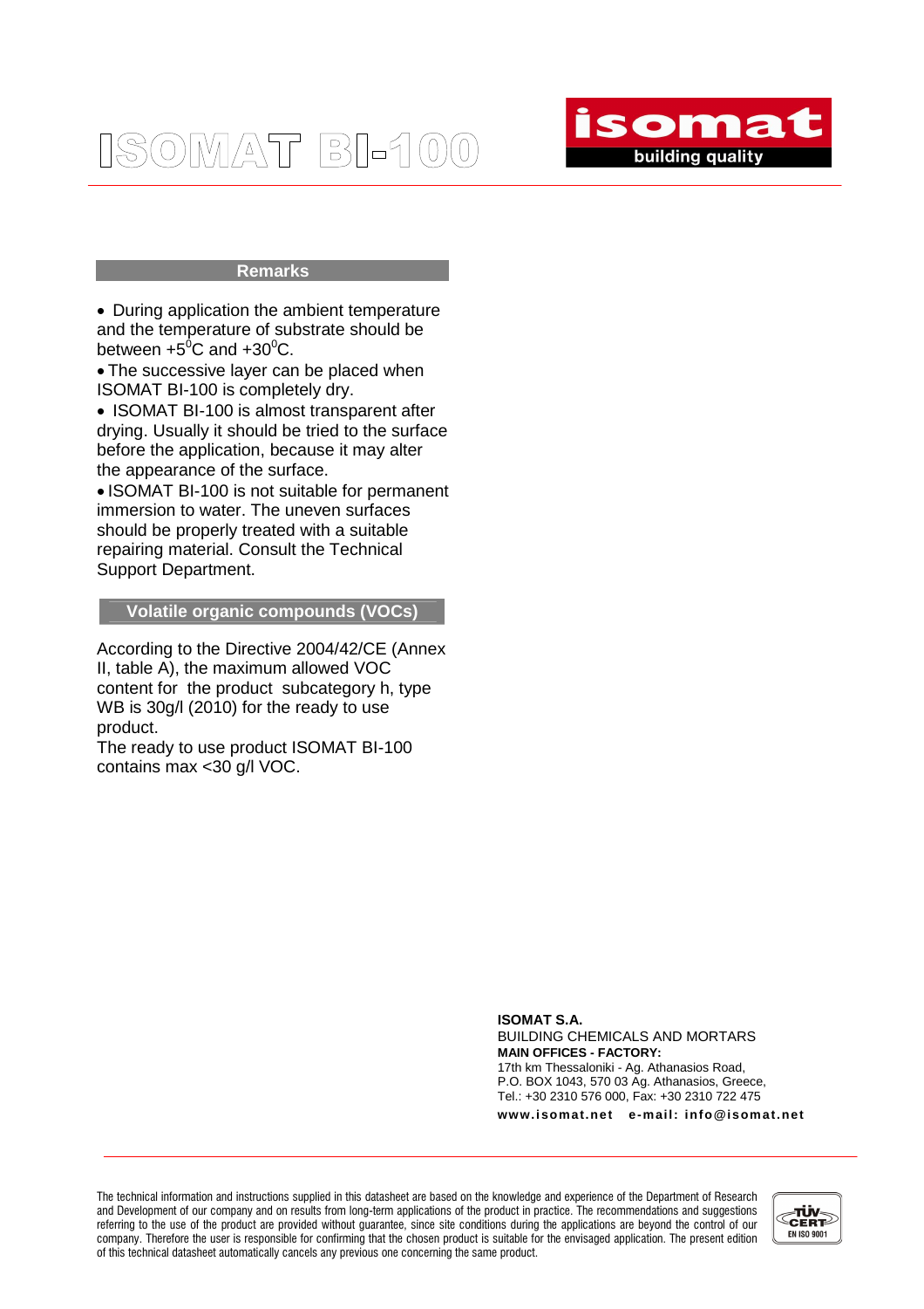## Remarks

- During application the ambient temperature and the temperature of substrate should be between $+5^0$C and $+30^0$C.
- The successive layer can be placed when ISOMAT BI-100 is completely dry.
- ISOMAT BI-100 is almost transparent after drying. Usually it should be tried to the surface before the application, because it may alter the appearance of the surface.
- ISOMAT BI-100 is not suitable for permanent immersion to water. The uneven surfaces should be properly treated with a suitable repairing material. Consult the Technical Support Department.

## Volatile organic compounds (VOCs)

According to the Directive 2004/42/CE (Annex II, table A), the maximum allowed VOC content for the product subcategory h, type WB is 30g/l (2010) for the ready to use product.

The ready to use product ISOMAT BI-100 contains max <30 g/l VOC.

**ISOMAT S.A.**
BUILDING CHEMICALS AND MORTARS
**MAIN OFFICES - FACTORY:**
17th km Thessaloniki - Ag. Athanasios Road,
P.O. BOX 1043, 570 03 Ag. Athanasios, Greece,
Tel.: +30 2310 576 000, Fax: +30 2310 722 475
**www.isomat.net e-mail: info@isomat.net**

The technical information and instructions supplied in this datasheet are based on the knowledge and experience of the Department of Research and Development of our company and on results from long-term applications of the product in practice. The recommendations and suggestions referring to the use of the product are provided without guarantee, since site conditions during the applications are beyond the control of our company. Therefore the user is responsible for confirming that the chosen product is suitable for the envisaged application. The present edition of this technical datasheet automatically cancels any previous one concerning the same product.